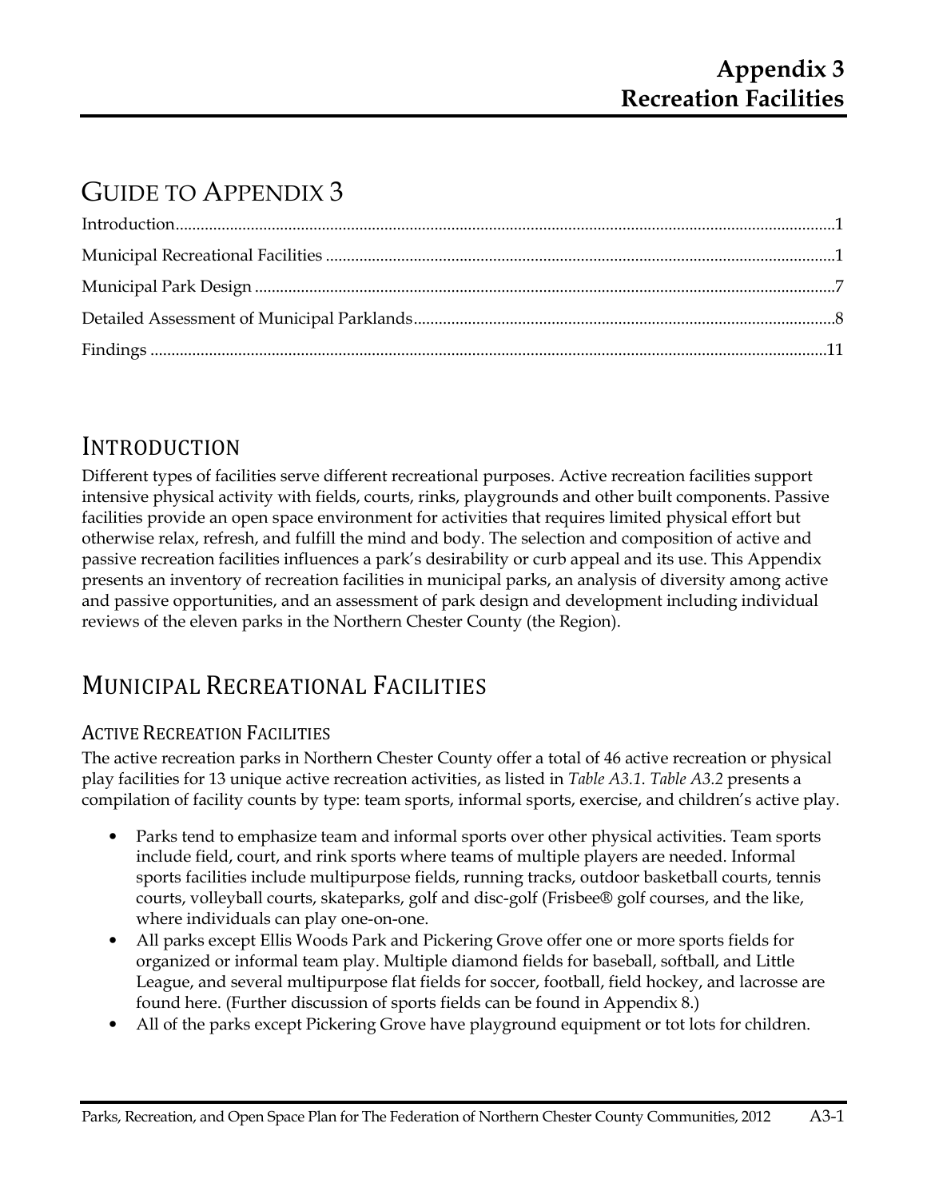# Appendix 3
# Recreation Facilities

## GUIDE TO APPENDIX 3

Introduction....................................................................................................................................................1
Municipal Recreational Facilities ..................................................................................................................1
Municipal Park Design ....................................................................................................................................7
Detailed Assessment of Municipal Parklands.............................................................................................8
Findings ..........................................................................................................................................................11

## INTRODUCTION

Different types of facilities serve different recreational purposes. Active recreation facilities support intensive physical activity with fields, courts, rinks, playgrounds and other built components. Passive facilities provide an open space environment for activities that requires limited physical effort but otherwise relax, refresh, and fulfill the mind and body. The selection and composition of active and passive recreation facilities influences a park's desirability or curb appeal and its use. This Appendix presents an inventory of recreation facilities in municipal parks, an analysis of diversity among active and passive opportunities, and an assessment of park design and development including individual reviews of the eleven parks in the Northern Chester County (the Region).

## MUNICIPAL RECREATIONAL FACILITIES

### ACTIVE RECREATION FACILITIES

The active recreation parks in Northern Chester County offer a total of 46 active recreation or physical play facilities for 13 unique active recreation activities, as listed in *Table A3.1*. *Table A3.2* presents a compilation of facility counts by type: team sports, informal sports, exercise, and children's active play.

- Parks tend to emphasize team and informal sports over other physical activities. Team sports include field, court, and rink sports where teams of multiple players are needed. Informal sports facilities include multipurpose fields, running tracks, outdoor basketball courts, tennis courts, volleyball courts, skateparks, golf and disc-golf (Frisbee® golf courses, and the like, where individuals can play one-on-one.
- All parks except Ellis Woods Park and Pickering Grove offer one or more sports fields for organized or informal team play. Multiple diamond fields for baseball, softball, and Little League, and several multipurpose flat fields for soccer, football, field hockey, and lacrosse are found here. (Further discussion of sports fields can be found in Appendix 8.)
- All of the parks except Pickering Grove have playground equipment or tot lots for children.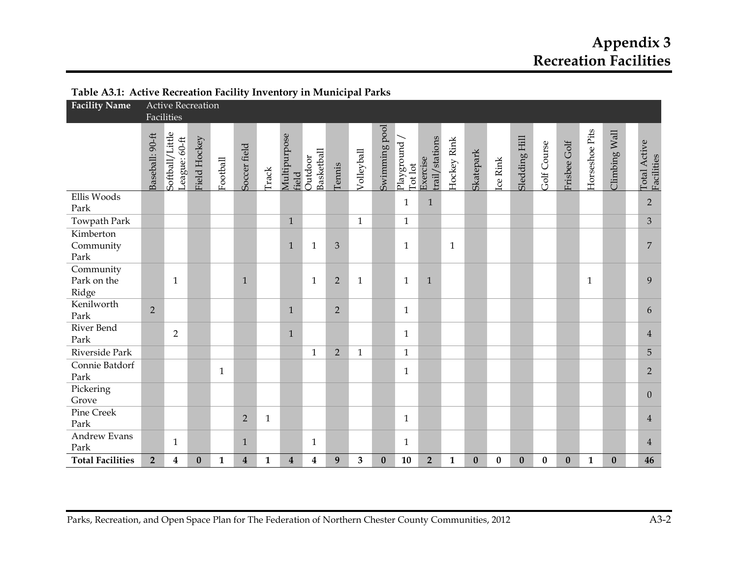# Appendix 3
# Recreation Facilities

**Table A3.1: Active Recreation Facility Inventory in Municipal Parks**

| Facility Name | Active Recreation Facilities | | | | | | | | | | | | | | | | | | | | | |
|---|---|---|---|---|---|---|---|---|---|---|---|---|---|---|---|---|---|---|---|---|---|---|
| | Baseball: 90-ft | Softball/Little League: 60-ft | Field Hockey | Football | Soccer field | Track | Multipurpose field | Outdoor Basketball | Tennis | Volleyball | Swimming pool | Playground / Tot lot | Exercise trail/stations | Hockey Rink | Skatepark | Ice Rink | Sledding Hill | Golf Course | Frisbee Golf | Horseshoe Pits | Climbing Wall | Total Active Facilities |
| Ellis Woods Park | | | | | | | | | | | | 1 | 1 | | | | | | | | | 2 |
| Towpath Park | | | | | | | 1 | | | 1 | | 1 | | | | | | | | | | 3 |
| Kimberton Community Park | | | | | | | 1 | 1 | 3 | | | 1 | | 1 | | | | | | | | 7 |
| Community Park on the Ridge | | 1 | | | 1 | | | 1 | 2 | 1 | | 1 | 1 | | | | | | | 1 | | 9 |
| Kenilworth Park | 2 | | | | | | 1 | | 2 | | | 1 | | | | | | | | | | 6 |
| River Bend Park | | 2 | | | | | 1 | | | | | 1 | | | | | | | | | | 4 |
| Riverside Park | | | | | | | | 1 | 2 | 1 | | 1 | | | | | | | | | | 5 |
| Connie Batdorf Park | | | | 1 | | | | | | | | 1 | | | | | | | | | | 2 |
| Pickering Grove | | | | | | | | | | | | | | | | | | | | | | 0 |
| Pine Creek Park | | | | | 2 | 1 | | | | | | 1 | | | | | | | | | | 4 |
| Andrew Evans Park | | 1 | | | 1 | | | 1 | | | | 1 | | | | | | | | | | 4 |
| **Total Facilities** | **2** | **4** | **0** | **1** | **4** | **1** | **4** | **4** | **9** | **3** | **0** | **10** | **2** | **1** | **0** | **0** | **0** | **0** | **0** | **1** | **0** | **46** |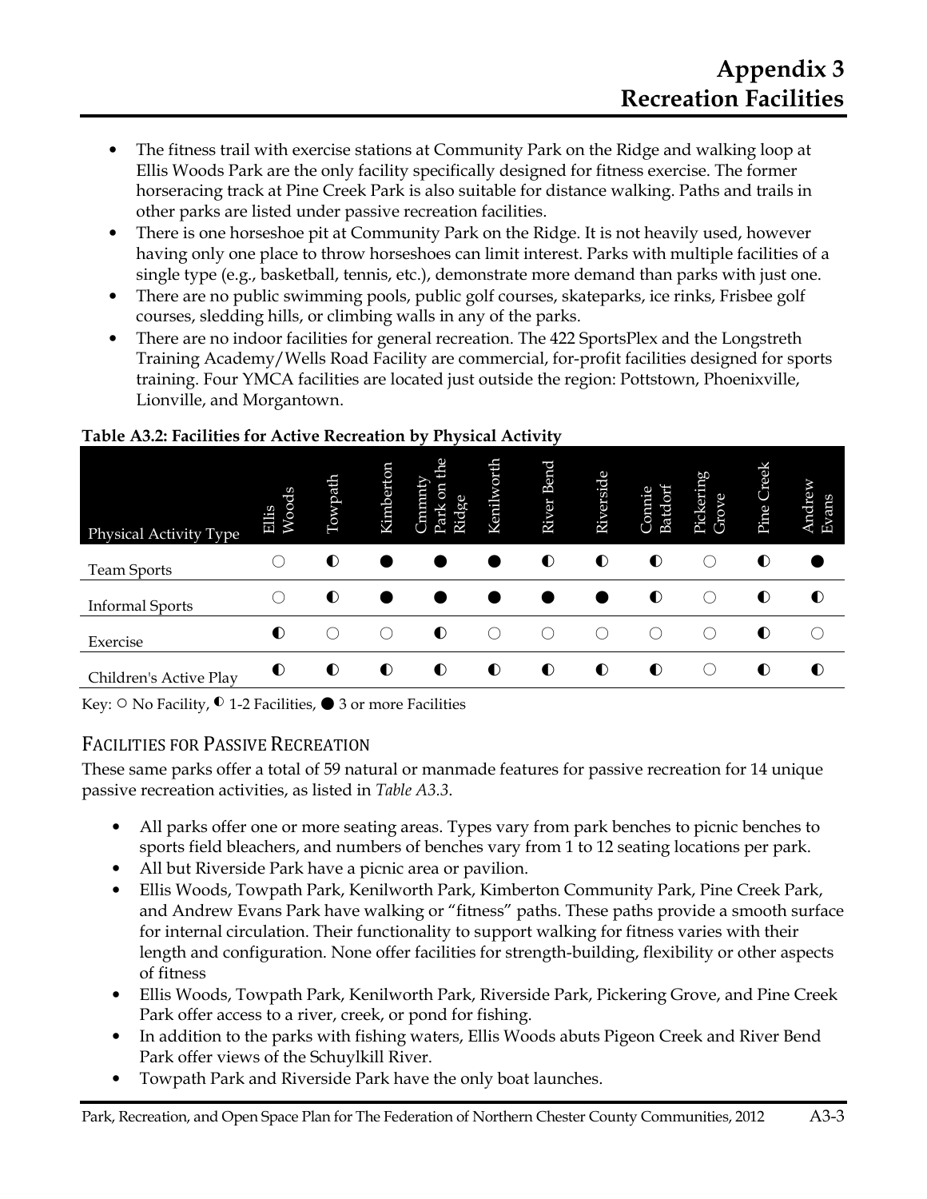- The fitness trail with exercise stations at Community Park on the Ridge and walking loop at Ellis Woods Park are the only facility specifically designed for fitness exercise. The former horseracing track at Pine Creek Park is also suitable for distance walking. Paths and trails in other parks are listed under passive recreation facilities.
- There is one horseshoe pit at Community Park on the Ridge. It is not heavily used, however having only one place to throw horseshoes can limit interest. Parks with multiple facilities of a single type (e.g., basketball, tennis, etc.), demonstrate more demand than parks with just one.
- There are no public swimming pools, public golf courses, skateparks, ice rinks, Frisbee golf courses, sledding hills, or climbing walls in any of the parks.
- There are no indoor facilities for general recreation. The 422 SportsPlex and the Longstreth Training Academy/Wells Road Facility are commercial, for-profit facilities designed for sports training. Four YMCA facilities are located just outside the region: Pottstown, Phoenixville, Lionville, and Morgantown.

**Table A3.2: Facilities for Active Recreation by Physical Activity**

| Physical Activity Type | Ellis Woods | Towpath | Kimberton | Cmmnty Park on the Ridge | Kenilworth | River Bend | Riverside | Connie Batdorf | Pickering Grove | Pine Creek | Andrew Evans |
|---|---|---|---|---|---|---|---|---|---|---|---|
| Team Sports | ○ | ◐ | ● | ● | ● | ◐ | ◐ | ◐ | ○ | ◐ | ● |
| Informal Sports | ○ | ◐ | ● | ● | ● | ● | ● | ◐ | ○ | ◐ | ◐ |
| Exercise | ◐ | ○ | ○ | ◐ | ○ | ○ | ○ | ○ | ○ | ◐ | ○ |
| Children's Active Play | ◐ | ◐ | ◐ | ◐ | ◐ | ◐ | ◐ | ◐ | ○ | ◐ | ◐ |

Key: ○ No Facility, ◐ 1-2 Facilities, ● 3 or more Facilities

## Facilities for Passive Recreation

These same parks offer a total of 59 natural or manmade features for passive recreation for 14 unique passive recreation activities, as listed in *Table A3.3*.

- All parks offer one or more seating areas. Types vary from park benches to picnic benches to sports field bleachers, and numbers of benches vary from 1 to 12 seating locations per park.
- All but Riverside Park have a picnic area or pavilion.
- Ellis Woods, Towpath Park, Kenilworth Park, Kimberton Community Park, Pine Creek Park, and Andrew Evans Park have walking or "fitness" paths. These paths provide a smooth surface for internal circulation. Their functionality to support walking for fitness varies with their length and configuration. None offer facilities for strength-building, flexibility or other aspects of fitness
- Ellis Woods, Towpath Park, Kenilworth Park, Riverside Park, Pickering Grove, and Pine Creek Park offer access to a river, creek, or pond for fishing.
- In addition to the parks with fishing waters, Ellis Woods abuts Pigeon Creek and River Bend Park offer views of the Schuylkill River.
- Towpath Park and Riverside Park have the only boat launches.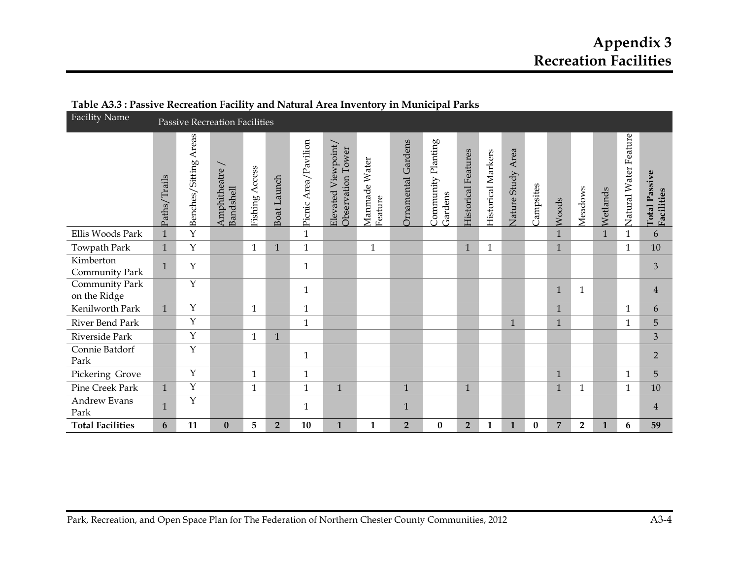# Appendix 3
# Recreation Facilities

**Table A3.3 : Passive Recreation Facility and Natural Area Inventory in Municipal Parks**

| Facility Name | Passive Recreation Facilities | | | | | | | | | | | | | | | | | | |
|---|---|---|---|---|---|---|---|---|---|---|---|---|---|---|---|---|---|---|---|
| | Paths/Trails | Benches/Sitting Areas | Amphitheatre / Bandshell | Fishing Access | Boat Launch | Picnic Area/Pavilion | Elevated Viewpoint/ Observation Tower | Manmade Water Feature | Ornamental Gardens | Community Planting Gardens | Historical Features | Historical Markers | Nature Study Area | Campsites | Woods | Meadows | Wetlands | Natural Water Feature | **Total Passive Facilities** |
| Ellis Woods Park | 1 | Y | | | | 1 | | | | | | | | | 1 | | 1 | 1 | 6 |
| Towpath Park | 1 | Y | | 1 | 1 | 1 | | 1 | | | 1 | 1 | | | 1 | | | 1 | 10 |
| Kimberton Community Park | 1 | Y | | | | 1 | | | | | | | | | | | | | 3 |
| Community Park on the Ridge | | Y | | | | 1 | | | | | | | | | 1 | 1 | | | 4 |
| Kenilworth Park | 1 | Y | | 1 | | 1 | | | | | | | | | 1 | | | 1 | 6 |
| River Bend Park | | Y | | | | 1 | | | | | | | 1 | | 1 | | | 1 | 5 |
| Riverside Park | | Y | | 1 | 1 | | | | | | | | | | | | | | 3 |
| Connie Batdorf Park | | Y | | | | 1 | | | | | | | | | | | | | 2 |
| Pickering Grove | | Y | | 1 | | 1 | | | | | | | | | 1 | | | 1 | 5 |
| Pine Creek Park | 1 | Y | | 1 | | 1 | 1 | | 1 | | 1 | | | | 1 | 1 | | 1 | 10 |
| Andrew Evans Park | 1 | Y | | | | 1 | | | 1 | | | | | | | | | | 4 |
| **Total Facilities** | **6** | **11** | **0** | **5** | **2** | **10** | **1** | **1** | **2** | **0** | **2** | **1** | **1** | **0** | **7** | **2** | **1** | **6** | **59** |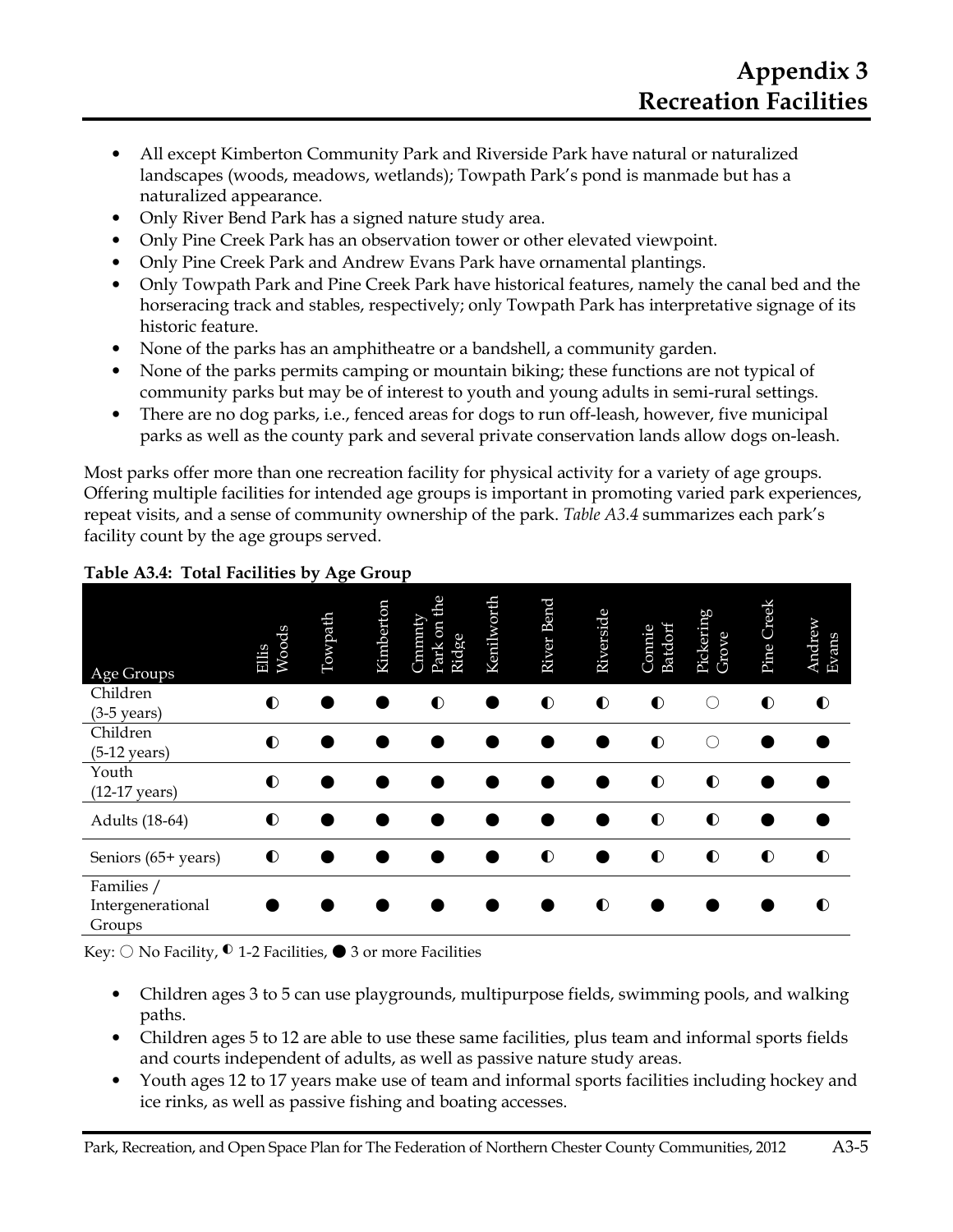# Appendix 3
# Recreation Facilities

- All except Kimberton Community Park and Riverside Park have natural or naturalized landscapes (woods, meadows, wetlands); Towpath Park's pond is manmade but has a naturalized appearance.
- Only River Bend Park has a signed nature study area.
- Only Pine Creek Park has an observation tower or other elevated viewpoint.
- Only Pine Creek Park and Andrew Evans Park have ornamental plantings.
- Only Towpath Park and Pine Creek Park have historical features, namely the canal bed and the horseracing track and stables, respectively; only Towpath Park has interpretative signage of its historic feature.
- None of the parks has an amphitheatre or a bandshell, a community garden.
- None of the parks permits camping or mountain biking; these functions are not typical of community parks but may be of interest to youth and young adults in semi-rural settings.
- There are no dog parks, i.e., fenced areas for dogs to run off-leash, however, five municipal parks as well as the county park and several private conservation lands allow dogs on-leash.

Most parks offer more than one recreation facility for physical activity for a variety of age groups. Offering multiple facilities for intended age groups is important in promoting varied park experiences, repeat visits, and a sense of community ownership of the park. *Table A3.4* summarizes each park's facility count by the age groups served.

**Table A3.4: Total Facilities by Age Group**

| Age Groups | Ellis Woods | Towpath | Kimberton | Cmmnty Park on the Ridge | Kenilworth | River Bend | Riverside | Connie Batdorf | Pickering Grove | Pine Creek | Andrew Evans |
|---|---|---|---|---|---|---|---|---|---|---|---|
| Children (3-5 years) | ◐ | ● | ● | ◐ | ● | ◐ | ◐ | ◐ | ○ | ◐ | ◐ |
| Children (5-12 years) | ◐ | ● | ● | ● | ● | ● | ● | ◐ | ○ | ● | ● |
| Youth (12-17 years) | ◐ | ● | ● | ● | ● | ● | ● | ◐ | ◐ | ● | ● |
| Adults (18-64) | ◐ | ● | ● | ● | ● | ● | ● | ◐ | ◐ | ● | ● |
| Seniors (65+ years) | ◐ | ● | ● | ● | ● | ◐ | ● | ◐ | ◐ | ◐ | ◐ |
| Families / Intergenerational Groups | ● | ● | ● | ● | ● | ● | ◐ | ● | ● | ● | ◐ |

Key: ○ No Facility, ◐ 1-2 Facilities, ● 3 or more Facilities

- Children ages 3 to 5 can use playgrounds, multipurpose fields, swimming pools, and walking paths.
- Children ages 5 to 12 are able to use these same facilities, plus team and informal sports fields and courts independent of adults, as well as passive nature study areas.
- Youth ages 12 to 17 years make use of team and informal sports facilities including hockey and ice rinks, as well as passive fishing and boating accesses.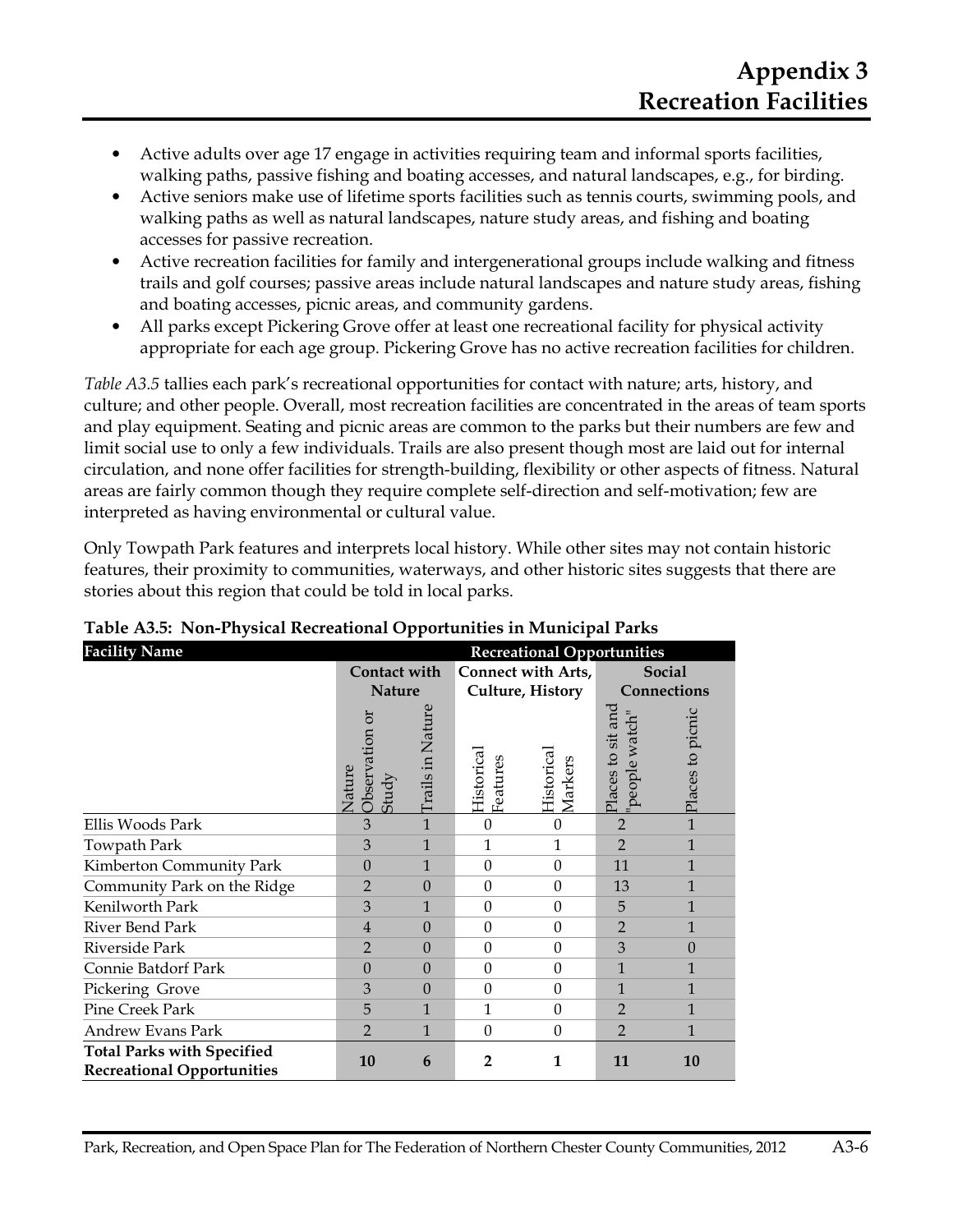# Appendix 3
# Recreation Facilities

- Active adults over age 17 engage in activities requiring team and informal sports facilities, walking paths, passive fishing and boating accesses, and natural landscapes, e.g., for birding.
- Active seniors make use of lifetime sports facilities such as tennis courts, swimming pools, and walking paths as well as natural landscapes, nature study areas, and fishing and boating accesses for passive recreation.
- Active recreation facilities for family and intergenerational groups include walking and fitness trails and golf courses; passive areas include natural landscapes and nature study areas, fishing and boating accesses, picnic areas, and community gardens.
- All parks except Pickering Grove offer at least one recreational facility for physical activity appropriate for each age group. Pickering Grove has no active recreation facilities for children.

*Table A3.5* tallies each park's recreational opportunities for contact with nature; arts, history, and culture; and other people. Overall, most recreation facilities are concentrated in the areas of team sports and play equipment. Seating and picnic areas are common to the parks but their numbers are few and limit social use to only a few individuals. Trails are also present though most are laid out for internal circulation, and none offer facilities for strength-building, flexibility or other aspects of fitness. Natural areas are fairly common though they require complete self-direction and self-motivation; few are interpreted as having environmental or cultural value.

Only Towpath Park features and interprets local history. While other sites may not contain historic features, their proximity to communities, waterways, and other historic sites suggests that there are stories about this region that could be told in local parks.

**Table A3.5: Non-Physical Recreational Opportunities in Municipal Parks**

| Facility Name | Recreational Opportunities | | | | | |
|---|---|---|---|---|---|---|
| | Contact with Nature | | Connect with Arts, Culture, History | | Social Connections | |
| | Nature Observation or Study | Trails in Nature | Historical Features | Historical Markers | Places to sit and "people watch" | Places to picnic |
| Ellis Woods Park | 3 | 1 | 0 | 0 | 2 | 1 |
| Towpath Park | 3 | 1 | 1 | 1 | 2 | 1 |
| Kimberton Community Park | 0 | 1 | 0 | 0 | 11 | 1 |
| Community Park on the Ridge | 2 | 0 | 0 | 0 | 13 | 1 |
| Kenilworth Park | 3 | 1 | 0 | 0 | 5 | 1 |
| River Bend Park | 4 | 0 | 0 | 0 | 2 | 1 |
| Riverside Park | 2 | 0 | 0 | 0 | 3 | 0 |
| Connie Batdorf Park | 0 | 0 | 0 | 0 | 1 | 1 |
| Pickering Grove | 3 | 0 | 0 | 0 | 1 | 1 |
| Pine Creek Park | 5 | 1 | 1 | 0 | 2 | 1 |
| Andrew Evans Park | 2 | 1 | 0 | 0 | 2 | 1 |
| **Total Parks with Specified Recreational Opportunities** | **10** | **6** | **2** | **1** | **11** | **10** |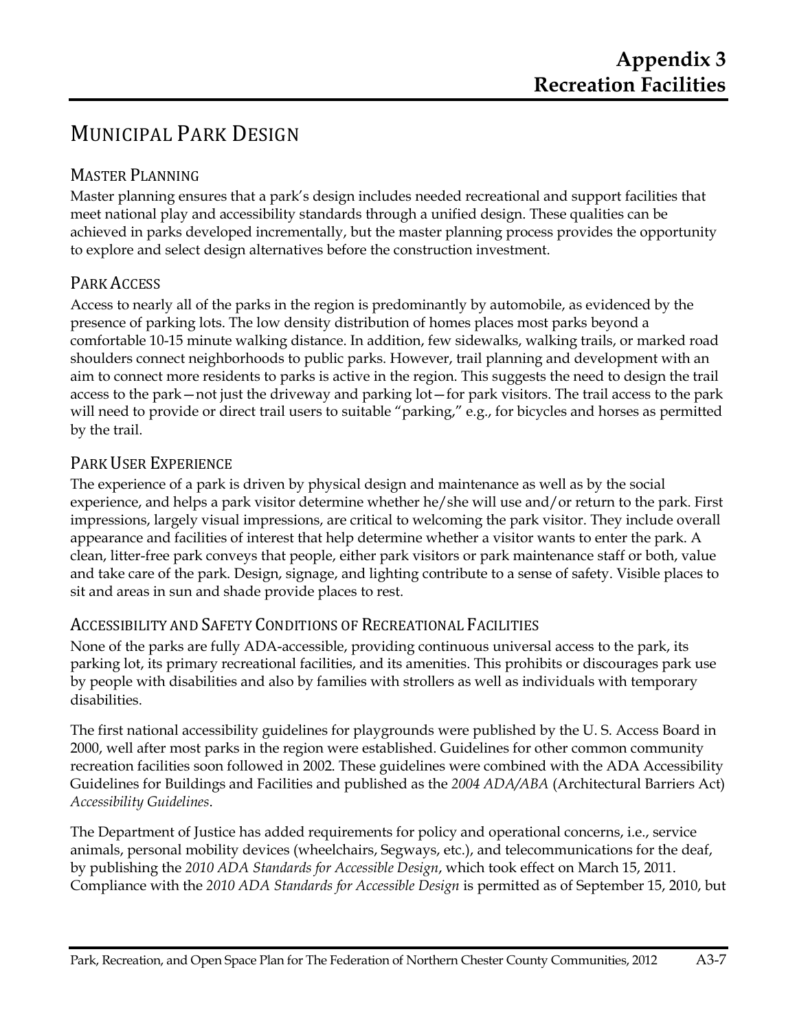# Appendix 3
# Recreation Facilities

## Municipal Park Design

### Master Planning

Master planning ensures that a park's design includes needed recreational and support facilities that meet national play and accessibility standards through a unified design. These qualities can be achieved in parks developed incrementally, but the master planning process provides the opportunity to explore and select design alternatives before the construction investment.

### Park Access

Access to nearly all of the parks in the region is predominantly by automobile, as evidenced by the presence of parking lots. The low density distribution of homes places most parks beyond a comfortable 10-15 minute walking distance. In addition, few sidewalks, walking trails, or marked road shoulders connect neighborhoods to public parks. However, trail planning and development with an aim to connect more residents to parks is active in the region. This suggests the need to design the trail access to the park—not just the driveway and parking lot—for park visitors. The trail access to the park will need to provide or direct trail users to suitable "parking," e.g., for bicycles and horses as permitted by the trail.

### Park User Experience

The experience of a park is driven by physical design and maintenance as well as by the social experience, and helps a park visitor determine whether he/she will use and/or return to the park. First impressions, largely visual impressions, are critical to welcoming the park visitor. They include overall appearance and facilities of interest that help determine whether a visitor wants to enter the park. A clean, litter-free park conveys that people, either park visitors or park maintenance staff or both, value and take care of the park. Design, signage, and lighting contribute to a sense of safety. Visible places to sit and areas in sun and shade provide places to rest.

### Accessibility and Safety Conditions of Recreational Facilities

None of the parks are fully ADA-accessible, providing continuous universal access to the park, its parking lot, its primary recreational facilities, and its amenities. This prohibits or discourages park use by people with disabilities and also by families with strollers as well as individuals with temporary disabilities.

The first national accessibility guidelines for playgrounds were published by the U. S. Access Board in 2000, well after most parks in the region were established. Guidelines for other common community recreation facilities soon followed in 2002. These guidelines were combined with the ADA Accessibility Guidelines for Buildings and Facilities and published as the *2004 ADA/ABA* (Architectural Barriers Act) *Accessibility Guidelines*.

The Department of Justice has added requirements for policy and operational concerns, i.e., service animals, personal mobility devices (wheelchairs, Segways, etc.), and telecommunications for the deaf, by publishing the *2010 ADA Standards for Accessible Design*, which took effect on March 15, 2011. Compliance with the *2010 ADA Standards for Accessible Design* is permitted as of September 15, 2010, but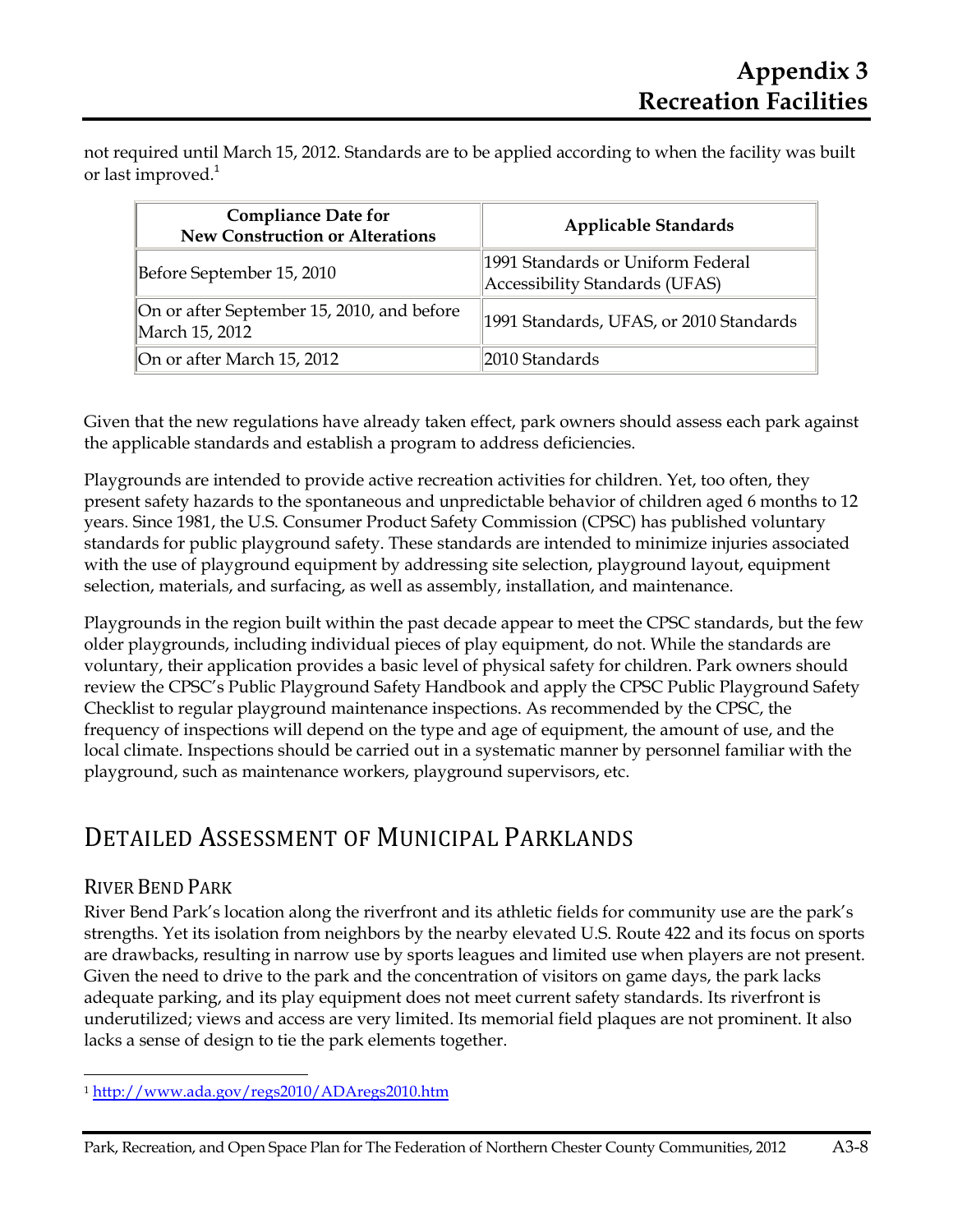not required until March 15, 2012. Standards are to be applied according to when the facility was built or last improved.[1]

| Compliance Date for New Construction or Alterations | Applicable Standards |
| --- | --- |
| Before September 15, 2010 | 1991 Standards or Uniform Federal Accessibility Standards (UFAS) |
| On or after September 15, 2010, and before March 15, 2012 | 1991 Standards, UFAS, or 2010 Standards |
| On or after March 15, 2012 | 2010 Standards |

Given that the new regulations have already taken effect, park owners should assess each park against the applicable standards and establish a program to address deficiencies.

Playgrounds are intended to provide active recreation activities for children. Yet, too often, they present safety hazards to the spontaneous and unpredictable behavior of children aged 6 months to 12 years. Since 1981, the U.S. Consumer Product Safety Commission (CPSC) has published voluntary standards for public playground safety. These standards are intended to minimize injuries associated with the use of playground equipment by addressing site selection, playground layout, equipment selection, materials, and surfacing, as well as assembly, installation, and maintenance.

Playgrounds in the region built within the past decade appear to meet the CPSC standards, but the few older playgrounds, including individual pieces of play equipment, do not. While the standards are voluntary, their application provides a basic level of physical safety for children. Park owners should review the CPSC's Public Playground Safety Handbook and apply the CPSC Public Playground Safety Checklist to regular playground maintenance inspections. As recommended by the CPSC, the frequency of inspections will depend on the type and age of equipment, the amount of use, and the local climate. Inspections should be carried out in a systematic manner by personnel familiar with the playground, such as maintenance workers, playground supervisors, etc.

## Detailed Assessment of Municipal Parklands

### River Bend Park

River Bend Park's location along the riverfront and its athletic fields for community use are the park's strengths. Yet its isolation from neighbors by the nearby elevated U.S. Route 422 and its focus on sports are drawbacks, resulting in narrow use by sports leagues and limited use when players are not present. Given the need to drive to the park and the concentration of visitors on game days, the park lacks adequate parking, and its play equipment does not meet current safety standards. Its riverfront is underutilized; views and access are very limited. Its memorial field plaques are not prominent. It also lacks a sense of design to tie the park elements together.

[1] http://www.ada.gov/regs2010/ADAregs2010.htm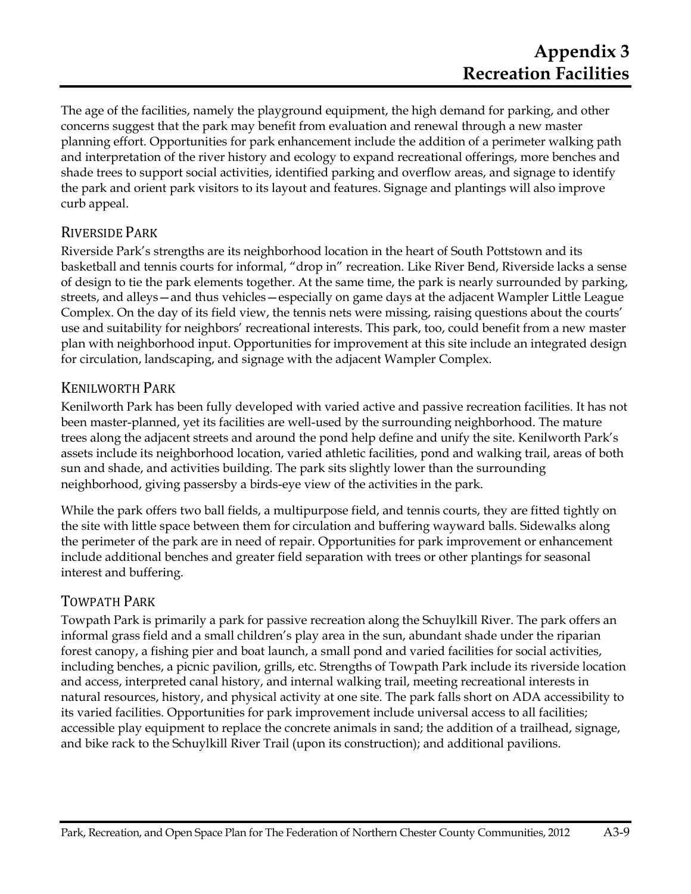The age of the facilities, namely the playground equipment, the high demand for parking, and other concerns suggest that the park may benefit from evaluation and renewal through a new master planning effort. Opportunities for park enhancement include the addition of a perimeter walking path and interpretation of the river history and ecology to expand recreational offerings, more benches and shade trees to support social activities, identified parking and overflow areas, and signage to identify the park and orient park visitors to its layout and features. Signage and plantings will also improve curb appeal.

## Riverside Park

Riverside Park's strengths are its neighborhood location in the heart of South Pottstown and its basketball and tennis courts for informal, "drop in" recreation. Like River Bend, Riverside lacks a sense of design to tie the park elements together. At the same time, the park is nearly surrounded by parking, streets, and alleys—and thus vehicles—especially on game days at the adjacent Wampler Little League Complex. On the day of its field view, the tennis nets were missing, raising questions about the courts' use and suitability for neighbors' recreational interests. This park, too, could benefit from a new master plan with neighborhood input. Opportunities for improvement at this site include an integrated design for circulation, landscaping, and signage with the adjacent Wampler Complex.

## Kenilworth Park

Kenilworth Park has been fully developed with varied active and passive recreation facilities. It has not been master-planned, yet its facilities are well-used by the surrounding neighborhood. The mature trees along the adjacent streets and around the pond help define and unify the site. Kenilworth Park's assets include its neighborhood location, varied athletic facilities, pond and walking trail, areas of both sun and shade, and activities building. The park sits slightly lower than the surrounding neighborhood, giving passersby a birds-eye view of the activities in the park.

While the park offers two ball fields, a multipurpose field, and tennis courts, they are fitted tightly on the site with little space between them for circulation and buffering wayward balls. Sidewalks along the perimeter of the park are in need of repair. Opportunities for park improvement or enhancement include additional benches and greater field separation with trees or other plantings for seasonal interest and buffering.

## Towpath Park

Towpath Park is primarily a park for passive recreation along the Schuylkill River. The park offers an informal grass field and a small children's play area in the sun, abundant shade under the riparian forest canopy, a fishing pier and boat launch, a small pond and varied facilities for social activities, including benches, a picnic pavilion, grills, etc. Strengths of Towpath Park include its riverside location and access, interpreted canal history, and internal walking trail, meeting recreational interests in natural resources, history, and physical activity at one site. The park falls short on ADA accessibility to its varied facilities. Opportunities for park improvement include universal access to all facilities; accessible play equipment to replace the concrete animals in sand; the addition of a trailhead, signage, and bike rack to the Schuylkill River Trail (upon its construction); and additional pavilions.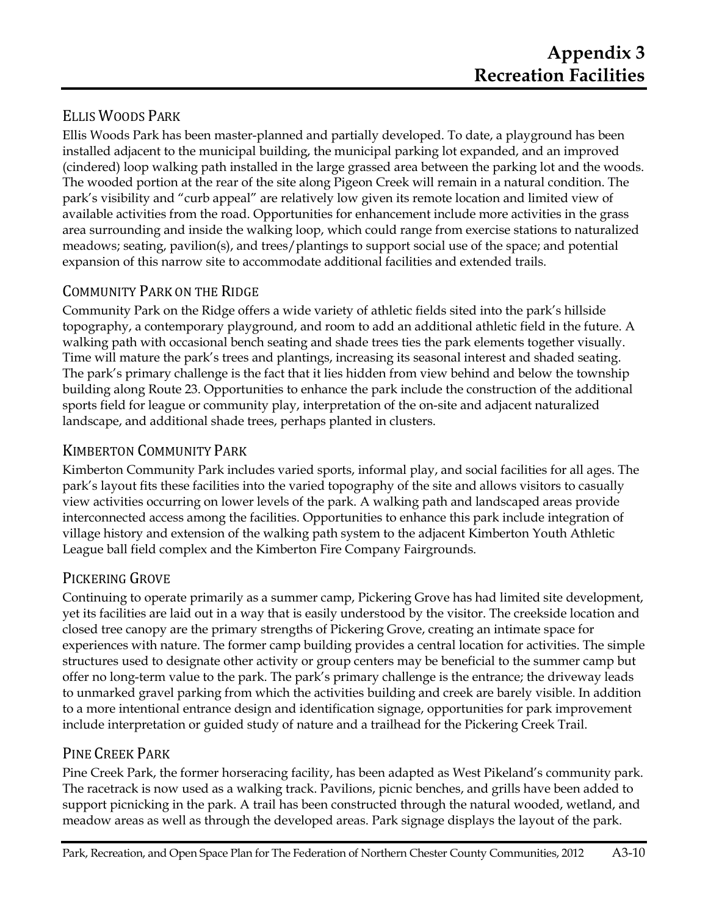# Appendix 3 Recreation Facilities

### Ellis Woods Park

Ellis Woods Park has been master-planned and partially developed. To date, a playground has been installed adjacent to the municipal building, the municipal parking lot expanded, and an improved (cindered) loop walking path installed in the large grassed area between the parking lot and the woods. The wooded portion at the rear of the site along Pigeon Creek will remain in a natural condition. The park's visibility and "curb appeal" are relatively low given its remote location and limited view of available activities from the road. Opportunities for enhancement include more activities in the grass area surrounding and inside the walking loop, which could range from exercise stations to naturalized meadows; seating, pavilion(s), and trees/plantings to support social use of the space; and potential expansion of this narrow site to accommodate additional facilities and extended trails.

### Community Park on the Ridge

Community Park on the Ridge offers a wide variety of athletic fields sited into the park's hillside topography, a contemporary playground, and room to add an additional athletic field in the future. A walking path with occasional bench seating and shade trees ties the park elements together visually. Time will mature the park's trees and plantings, increasing its seasonal interest and shaded seating. The park's primary challenge is the fact that it lies hidden from view behind and below the township building along Route 23. Opportunities to enhance the park include the construction of the additional sports field for league or community play, interpretation of the on-site and adjacent naturalized landscape, and additional shade trees, perhaps planted in clusters.

### Kimberton Community Park

Kimberton Community Park includes varied sports, informal play, and social facilities for all ages. The park's layout fits these facilities into the varied topography of the site and allows visitors to casually view activities occurring on lower levels of the park. A walking path and landscaped areas provide interconnected access among the facilities. Opportunities to enhance this park include integration of village history and extension of the walking path system to the adjacent Kimberton Youth Athletic League ball field complex and the Kimberton Fire Company Fairgrounds.

### Pickering Grove

Continuing to operate primarily as a summer camp, Pickering Grove has had limited site development, yet its facilities are laid out in a way that is easily understood by the visitor. The creekside location and closed tree canopy are the primary strengths of Pickering Grove, creating an intimate space for experiences with nature. The former camp building provides a central location for activities. The simple structures used to designate other activity or group centers may be beneficial to the summer camp but offer no long-term value to the park. The park's primary challenge is the entrance; the driveway leads to unmarked gravel parking from which the activities building and creek are barely visible. In addition to a more intentional entrance design and identification signage, opportunities for park improvement include interpretation or guided study of nature and a trailhead for the Pickering Creek Trail.

### Pine Creek Park

Pine Creek Park, the former horseracing facility, has been adapted as West Pikeland's community park. The racetrack is now used as a walking track. Pavilions, picnic benches, and grills have been added to support picnicking in the park. A trail has been constructed through the natural wooded, wetland, and meadow areas as well as through the developed areas. Park signage displays the layout of the park.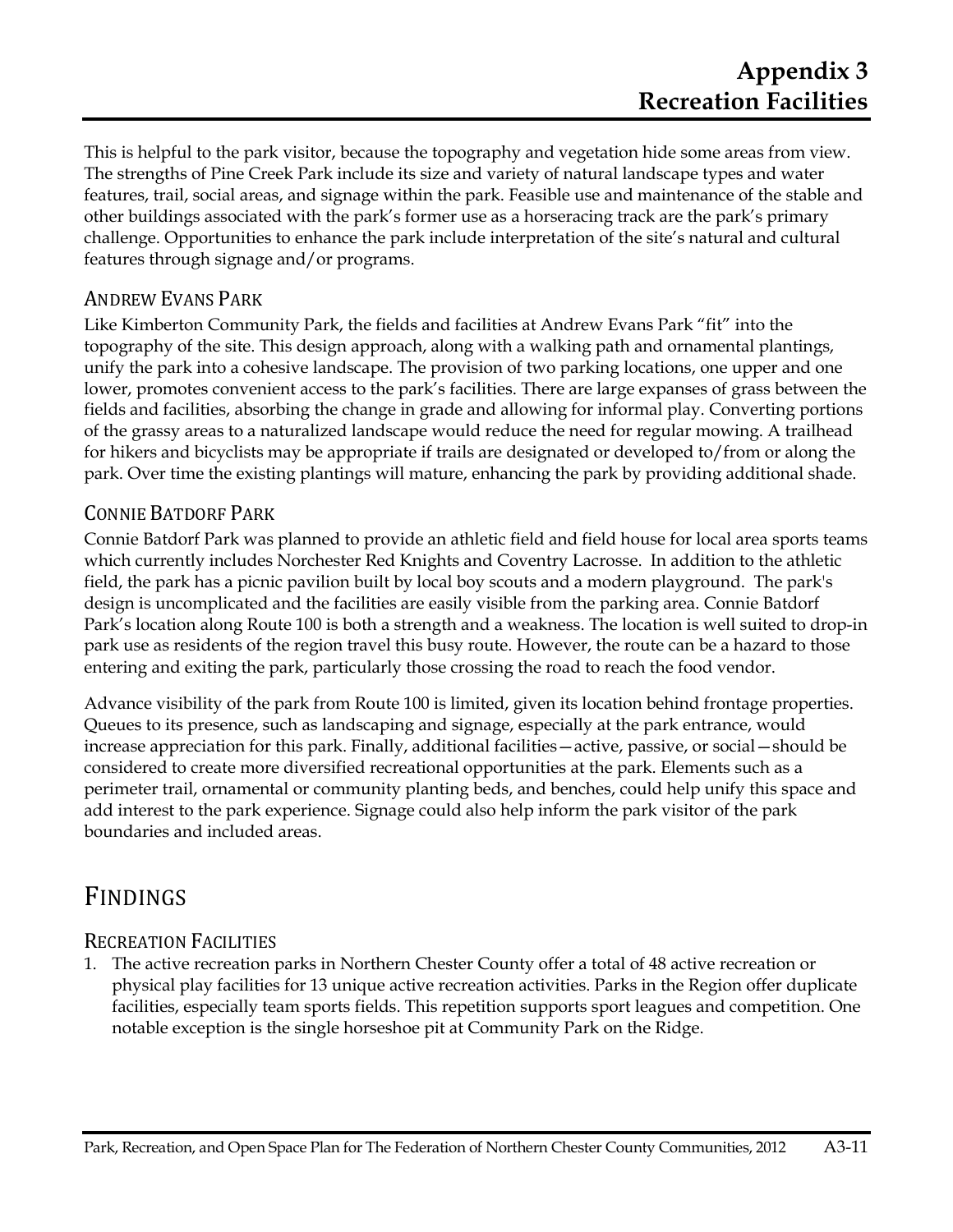This is helpful to the park visitor, because the topography and vegetation hide some areas from view. The strengths of Pine Creek Park include its size and variety of natural landscape types and water features, trail, social areas, and signage within the park. Feasible use and maintenance of the stable and other buildings associated with the park's former use as a horseracing track are the park's primary challenge. Opportunities to enhance the park include interpretation of the site's natural and cultural features through signage and/or programs.

### ANDREW EVANS PARK

Like Kimberton Community Park, the fields and facilities at Andrew Evans Park "fit" into the topography of the site. This design approach, along with a walking path and ornamental plantings, unify the park into a cohesive landscape. The provision of two parking locations, one upper and one lower, promotes convenient access to the park's facilities. There are large expanses of grass between the fields and facilities, absorbing the change in grade and allowing for informal play. Converting portions of the grassy areas to a naturalized landscape would reduce the need for regular mowing. A trailhead for hikers and bicyclists may be appropriate if trails are designated or developed to/from or along the park. Over time the existing plantings will mature, enhancing the park by providing additional shade.

### CONNIE BATDORF PARK

Connie Batdorf Park was planned to provide an athletic field and field house for local area sports teams which currently includes Norchester Red Knights and Coventry Lacrosse. In addition to the athletic field, the park has a picnic pavilion built by local boy scouts and a modern playground. The park's design is uncomplicated and the facilities are easily visible from the parking area. Connie Batdorf Park's location along Route 100 is both a strength and a weakness. The location is well suited to drop-in park use as residents of the region travel this busy route. However, the route can be a hazard to those entering and exiting the park, particularly those crossing the road to reach the food vendor.

Advance visibility of the park from Route 100 is limited, given its location behind frontage properties. Queues to its presence, such as landscaping and signage, especially at the park entrance, would increase appreciation for this park. Finally, additional facilities—active, passive, or social—should be considered to create more diversified recreational opportunities at the park. Elements such as a perimeter trail, ornamental or community planting beds, and benches, could help unify this space and add interest to the park experience. Signage could also help inform the park visitor of the park boundaries and included areas.

## FINDINGS

### RECREATION FACILITIES

1. The active recreation parks in Northern Chester County offer a total of 48 active recreation or physical play facilities for 13 unique active recreation activities. Parks in the Region offer duplicate facilities, especially team sports fields. This repetition supports sport leagues and competition. One notable exception is the single horseshoe pit at Community Park on the Ridge.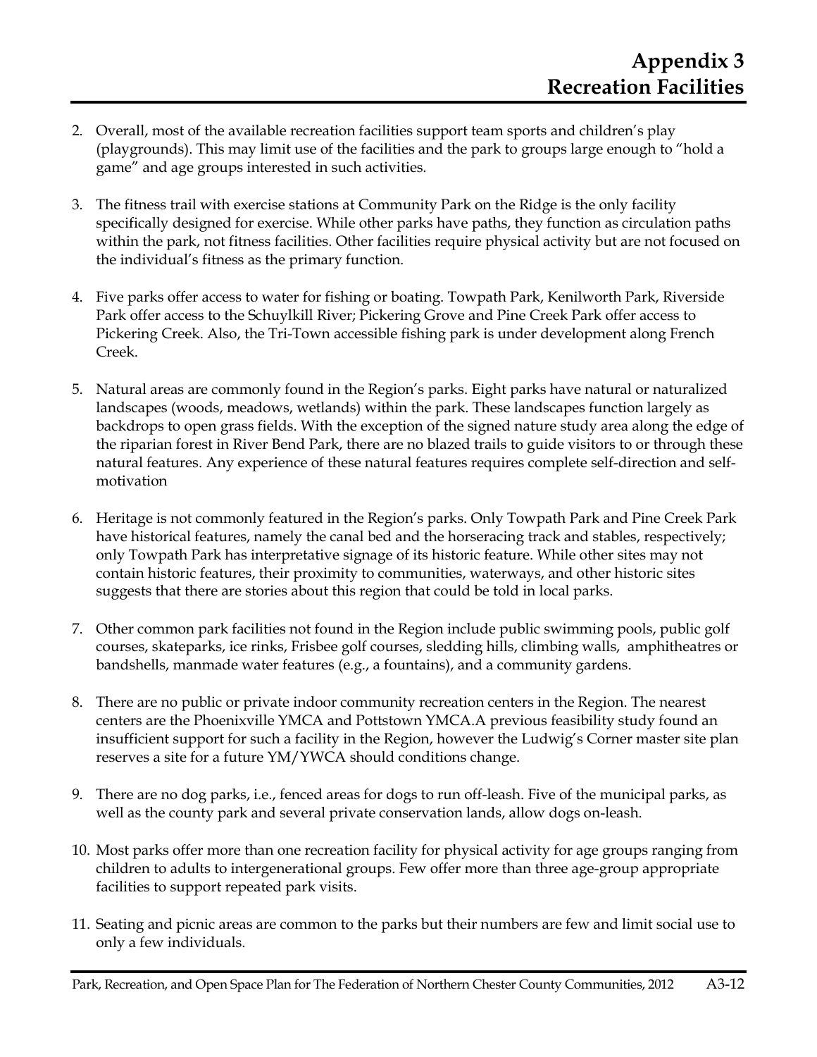2. Overall, most of the available recreation facilities support team sports and children's play (playgrounds). This may limit use of the facilities and the park to groups large enough to "hold a game" and age groups interested in such activities.

3. The fitness trail with exercise stations at Community Park on the Ridge is the only facility specifically designed for exercise. While other parks have paths, they function as circulation paths within the park, not fitness facilities. Other facilities require physical activity but are not focused on the individual's fitness as the primary function.

4. Five parks offer access to water for fishing or boating. Towpath Park, Kenilworth Park, Riverside Park offer access to the Schuylkill River; Pickering Grove and Pine Creek Park offer access to Pickering Creek. Also, the Tri-Town accessible fishing park is under development along French Creek.

5. Natural areas are commonly found in the Region's parks. Eight parks have natural or naturalized landscapes (woods, meadows, wetlands) within the park. These landscapes function largely as backdrops to open grass fields. With the exception of the signed nature study area along the edge of the riparian forest in River Bend Park, there are no blazed trails to guide visitors to or through these natural features. Any experience of these natural features requires complete self-direction and self-motivation

6. Heritage is not commonly featured in the Region's parks. Only Towpath Park and Pine Creek Park have historical features, namely the canal bed and the horseracing track and stables, respectively; only Towpath Park has interpretative signage of its historic feature. While other sites may not contain historic features, their proximity to communities, waterways, and other historic sites suggests that there are stories about this region that could be told in local parks.

7. Other common park facilities not found in the Region include public swimming pools, public golf courses, skateparks, ice rinks, Frisbee golf courses, sledding hills, climbing walls, amphitheatres or bandshells, manmade water features (e.g., a fountains), and a community gardens.

8. There are no public or private indoor community recreation centers in the Region. The nearest centers are the Phoenixville YMCA and Pottstown YMCA.A previous feasibility study found an insufficient support for such a facility in the Region, however the Ludwig's Corner master site plan reserves a site for a future YM/YWCA should conditions change.

9. There are no dog parks, i.e., fenced areas for dogs to run off-leash. Five of the municipal parks, as well as the county park and several private conservation lands, allow dogs on-leash.

10. Most parks offer more than one recreation facility for physical activity for age groups ranging from children to adults to intergenerational groups. Few offer more than three age-group appropriate facilities to support repeated park visits.

11. Seating and picnic areas are common to the parks but their numbers are few and limit social use to only a few individuals.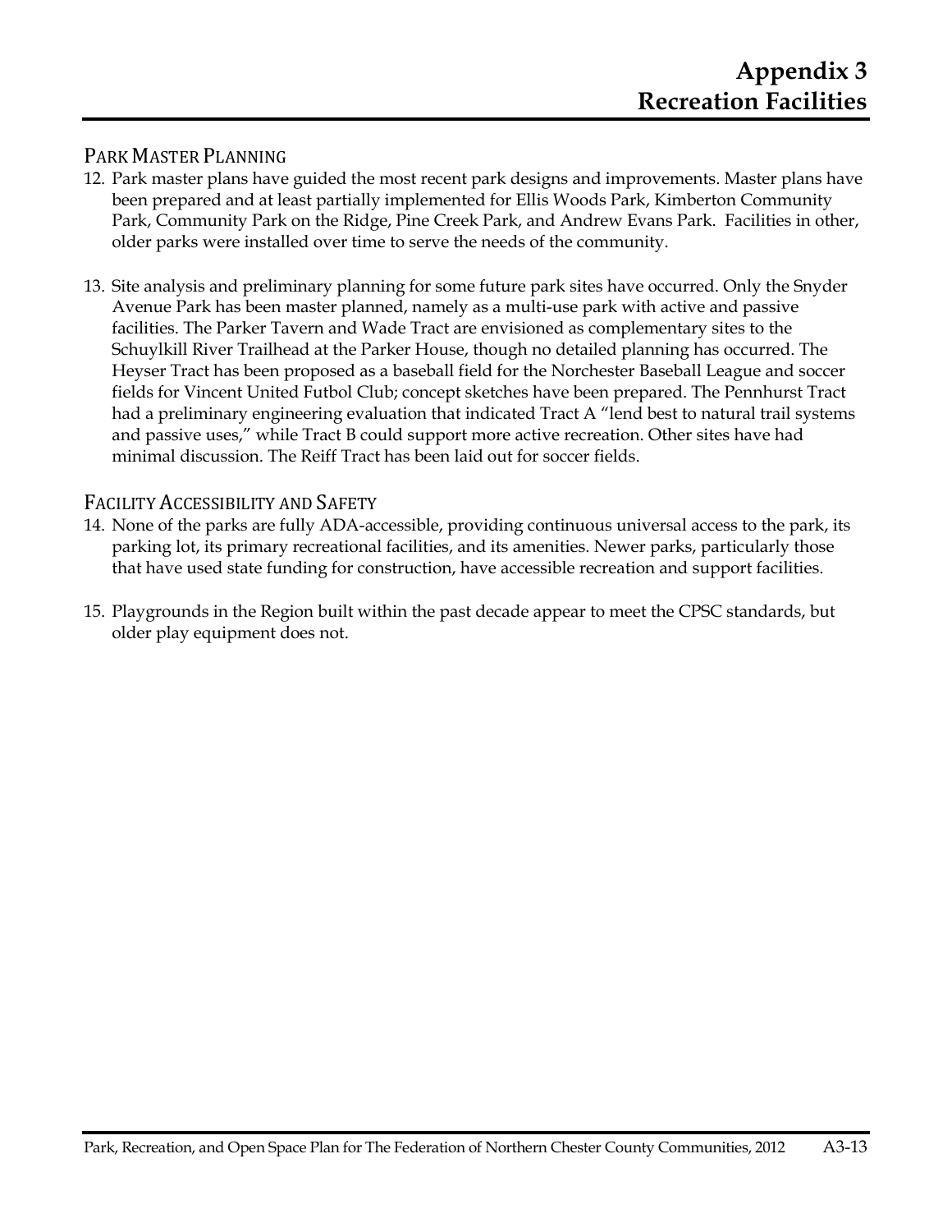## Park Master Planning

12. Park master plans have guided the most recent park designs and improvements. Master plans have been prepared and at least partially implemented for Ellis Woods Park, Kimberton Community Park, Community Park on the Ridge, Pine Creek Park, and Andrew Evans Park. Facilities in other, older parks were installed over time to serve the needs of the community.

13. Site analysis and preliminary planning for some future park sites have occurred. Only the Snyder Avenue Park has been master planned, namely as a multi-use park with active and passive facilities. The Parker Tavern and Wade Tract are envisioned as complementary sites to the Schuylkill River Trailhead at the Parker House, though no detailed planning has occurred. The Heyser Tract has been proposed as a baseball field for the Norchester Baseball League and soccer fields for Vincent United Futbol Club; concept sketches have been prepared. The Pennhurst Tract had a preliminary engineering evaluation that indicated Tract A "lend best to natural trail systems and passive uses," while Tract B could support more active recreation. Other sites have had minimal discussion. The Reiff Tract has been laid out for soccer fields.

## Facility Accessibility and Safety

14. None of the parks are fully ADA-accessible, providing continuous universal access to the park, its parking lot, its primary recreational facilities, and its amenities. Newer parks, particularly those that have used state funding for construction, have accessible recreation and support facilities.

15. Playgrounds in the Region built within the past decade appear to meet the CPSC standards, but older play equipment does not.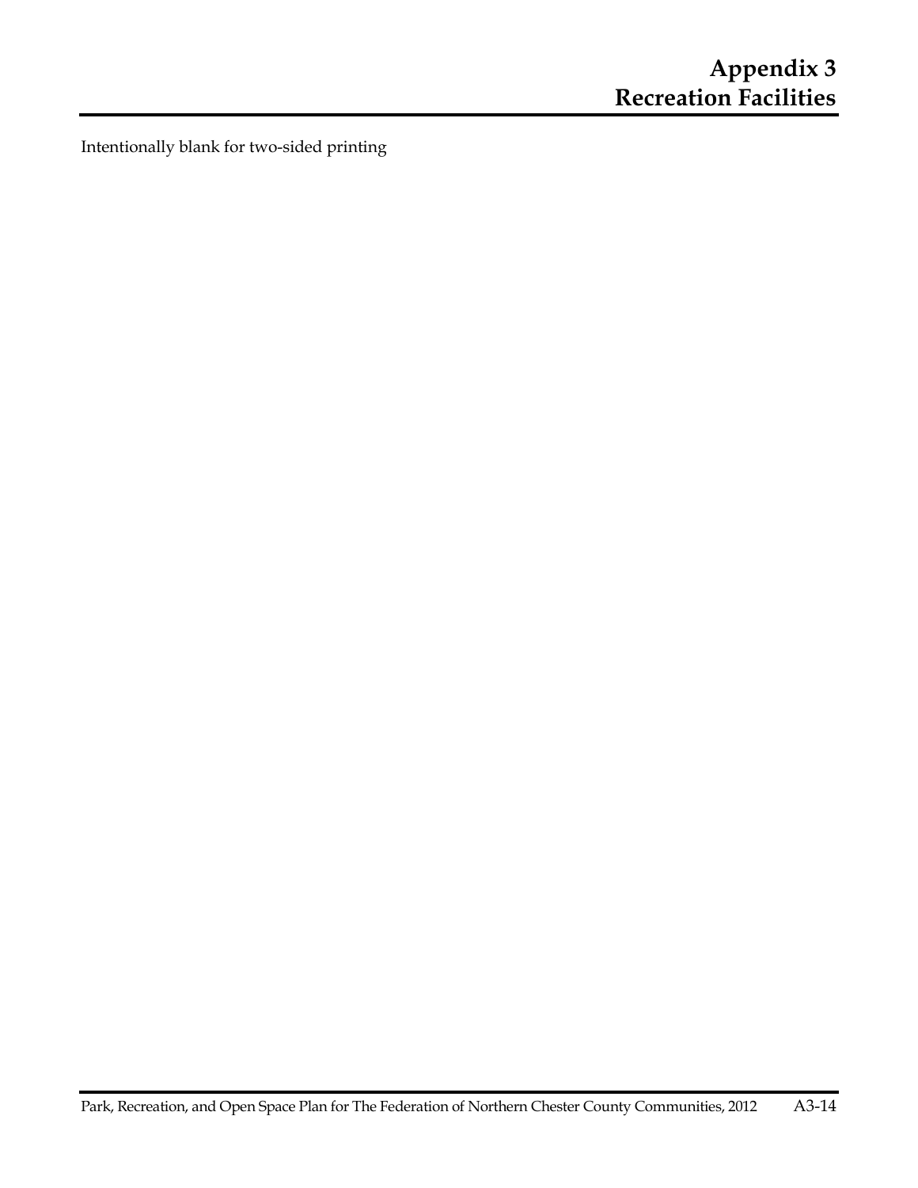# Appendix 3
# Recreation Facilities

Intentionally blank for two-sided printing